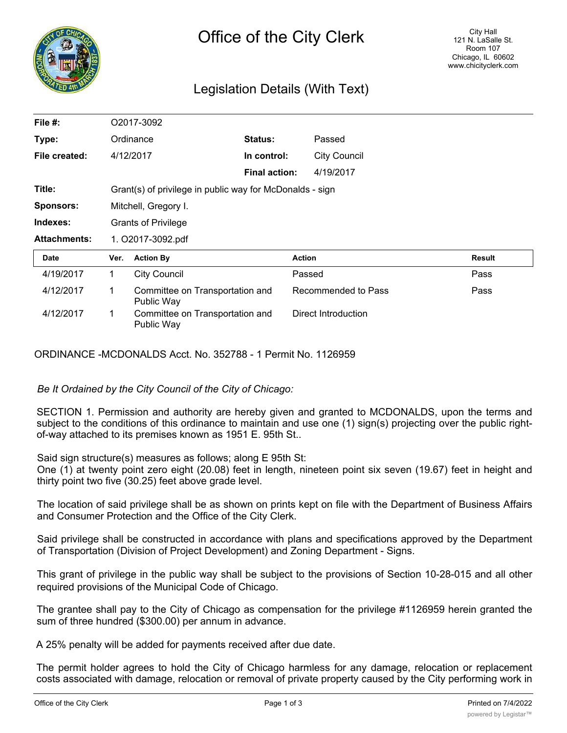# Office of the City Clerk

City Hall
121 N. LaSalle St.
Room 107
Chicago, IL 60602
www.chicityclerk.com

## Legislation Details (With Text)

| | | | |
|---|---|---|---|
| **File #:** | O2017-3092 | | |
| **Type:** | Ordinance | **Status:** | Passed |
| **File created:** | 4/12/2017 | **In control:** | City Council |
| | | **Final action:** | 4/19/2017 |
| **Title:** | Grant(s) of privilege in public way for McDonalds - sign | | |
| **Sponsors:** | Mitchell, Gregory I. | | |
| **Indexes:** | Grants of Privilege | | |
| **Attachments:** | 1. O2017-3092.pdf | | |

| Date | Ver. | Action By | Action | Result |
|---|---|---|---|---|
| 4/19/2017 | 1 | City Council | Passed | Pass |
| 4/12/2017 | 1 | Committee on Transportation and Public Way | Recommended to Pass | Pass |
| 4/12/2017 | 1 | Committee on Transportation and Public Way | Direct Introduction | |

ORDINANCE -MCDONALDS Acct. No. 352788 - 1 Permit No. 1126959

*Be It Ordained by the City Council of the City of Chicago:*

SECTION 1. Permission and authority are hereby given and granted to MCDONALDS, upon the terms and subject to the conditions of this ordinance to maintain and use one (1) sign(s) projecting over the public right-of-way attached to its premises known as 1951 E. 95th St..

Said sign structure(s) measures as follows; along E 95th St:
One (1) at twenty point zero eight (20.08) feet in length, nineteen point six seven (19.67) feet in height and thirty point two five (30.25) feet above grade level.

The location of said privilege shall be as shown on prints kept on file with the Department of Business Affairs and Consumer Protection and the Office of the City Clerk.

Said privilege shall be constructed in accordance with plans and specifications approved by the Department of Transportation (Division of Project Development) and Zoning Department - Signs.

This grant of privilege in the public way shall be subject to the provisions of Section 10-28-015 and all other required provisions of the Municipal Code of Chicago.

The grantee shall pay to the City of Chicago as compensation for the privilege #1126959 herein granted the sum of three hundred ($300.00) per annum in advance.

A 25% penalty will be added for payments received after due date.

The permit holder agrees to hold the City of Chicago harmless for any damage, relocation or replacement costs associated with damage, relocation or removal of private property caused by the City performing work in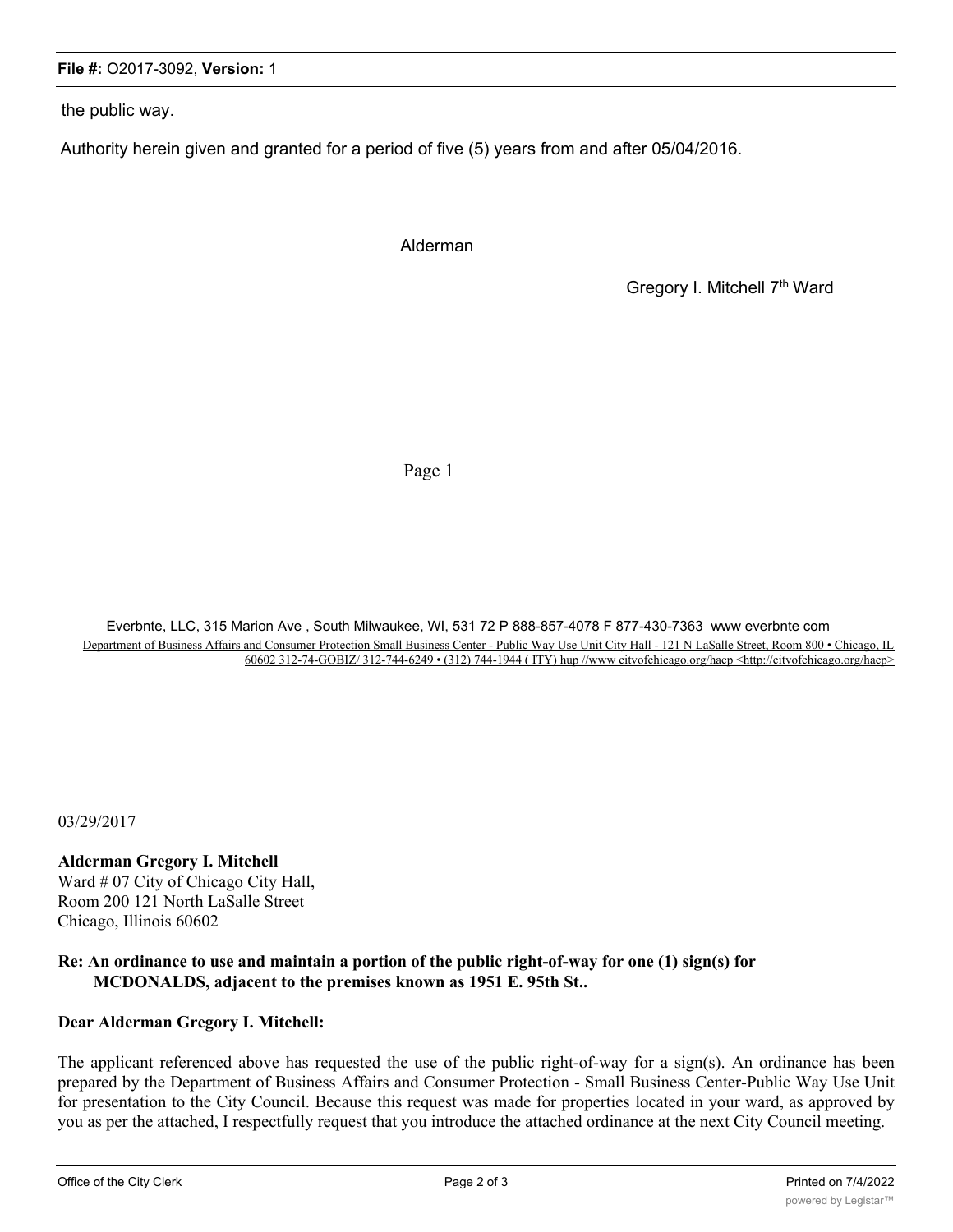the public way.

Authority herein given and granted for a period of five (5) years from and after 05/04/2016.

Alderman

Gregory I. Mitchell 7th Ward

Page 1

Everbnte, LLC, 315 Marion Ave , South Milwaukee, WI, 531 72 P 888-857-4078 F 877-430-7363 www everbnte com

Department of Business Affairs and Consumer Protection Small Business Center - Public Way Use Unit City Hall - 121 N LaSalle Street, Room 800 • Chicago, IL 60602 312-74-GOBIZ/ 312-744-6249 • (312) 744-1944 ( ITY) hup //www citvofchicago.org/hacp <http://citvofchicago.org/hacp>

03/29/2017

**Alderman Gregory I. Mitchell**
Ward # 07 City of Chicago City Hall,
Room 200 121 North LaSalle Street
Chicago, Illinois 60602

**Re: An ordinance to use and maintain a portion of the public right-of-way for one (1) sign(s) for MCDONALDS, adjacent to the premises known as 1951 E. 95th St..**

**Dear Alderman Gregory I. Mitchell:**

The applicant referenced above has requested the use of the public right-of-way for a sign(s). An ordinance has been prepared by the Department of Business Affairs and Consumer Protection - Small Business Center-Public Way Use Unit for presentation to the City Council. Because this request was made for properties located in your ward, as approved by you as per the attached, I respectfully request that you introduce the attached ordinance at the next City Council meeting.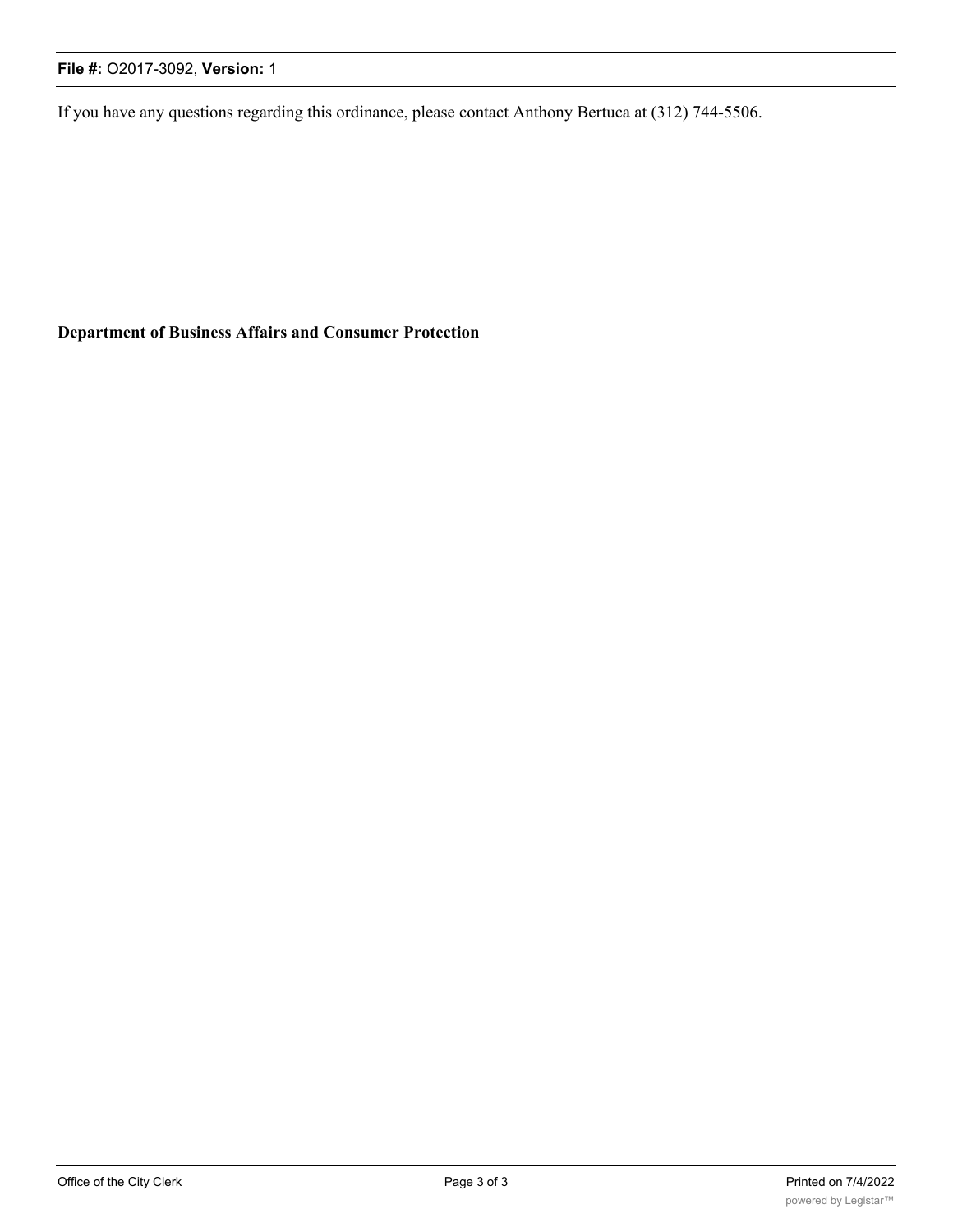If you have any questions regarding this ordinance, please contact Anthony Bertuca at (312) 744-5506.

**Department of Business Affairs and Consumer Protection**